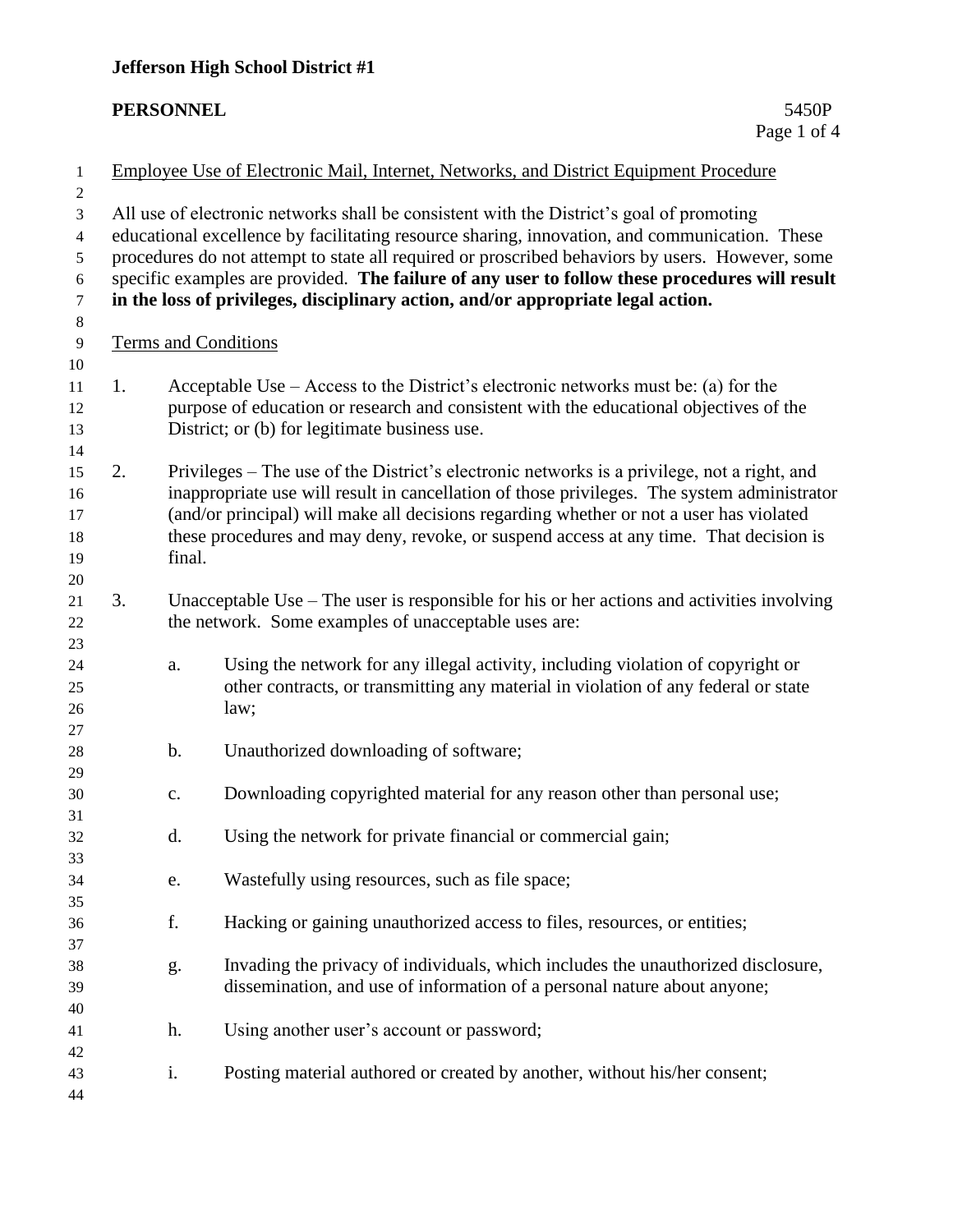**Jefferson High School District #1**

**PERSONNEL** 5450P

Employee Use of Electronic Mail, Internet, Networks, and District Equipment Procedure

All use of electronic networks shall be consistent with the District's goal of promoting educational excellence by facilitating resource sharing, innovation, and communication. These procedures do not attempt to state all required or proscribed behaviors by users. However, some specific examples are provided. **The failure of any user to follow these procedures will result in the loss of privileges, disciplinary action, and/or appropriate legal action.**

Terms and Conditions

1. Acceptable Use – Access to the District's electronic networks must be: (a) for the purpose of education or research and consistent with the educational objectives of the District; or (b) for legitimate business use.

2. Privileges – The use of the District's electronic networks is a privilege, not a right, and inappropriate use will result in cancellation of those privileges. The system administrator (and/or principal) will make all decisions regarding whether or not a user has violated these procedures and may deny, revoke, or suspend access at any time. That decision is final.

3. Unacceptable Use – The user is responsible for his or her actions and activities involving the network. Some examples of unacceptable uses are:

   a. Using the network for any illegal activity, including violation of copyright or other contracts, or transmitting any material in violation of any federal or state law;

   b. Unauthorized downloading of software;

   c. Downloading copyrighted material for any reason other than personal use;

   d. Using the network for private financial or commercial gain;

   e. Wastefully using resources, such as file space;

   f. Hacking or gaining unauthorized access to files, resources, or entities;

   g. Invading the privacy of individuals, which includes the unauthorized disclosure, dissemination, and use of information of a personal nature about anyone;

   h. Using another user's account or password;

   i. Posting material authored or created by another, without his/her consent;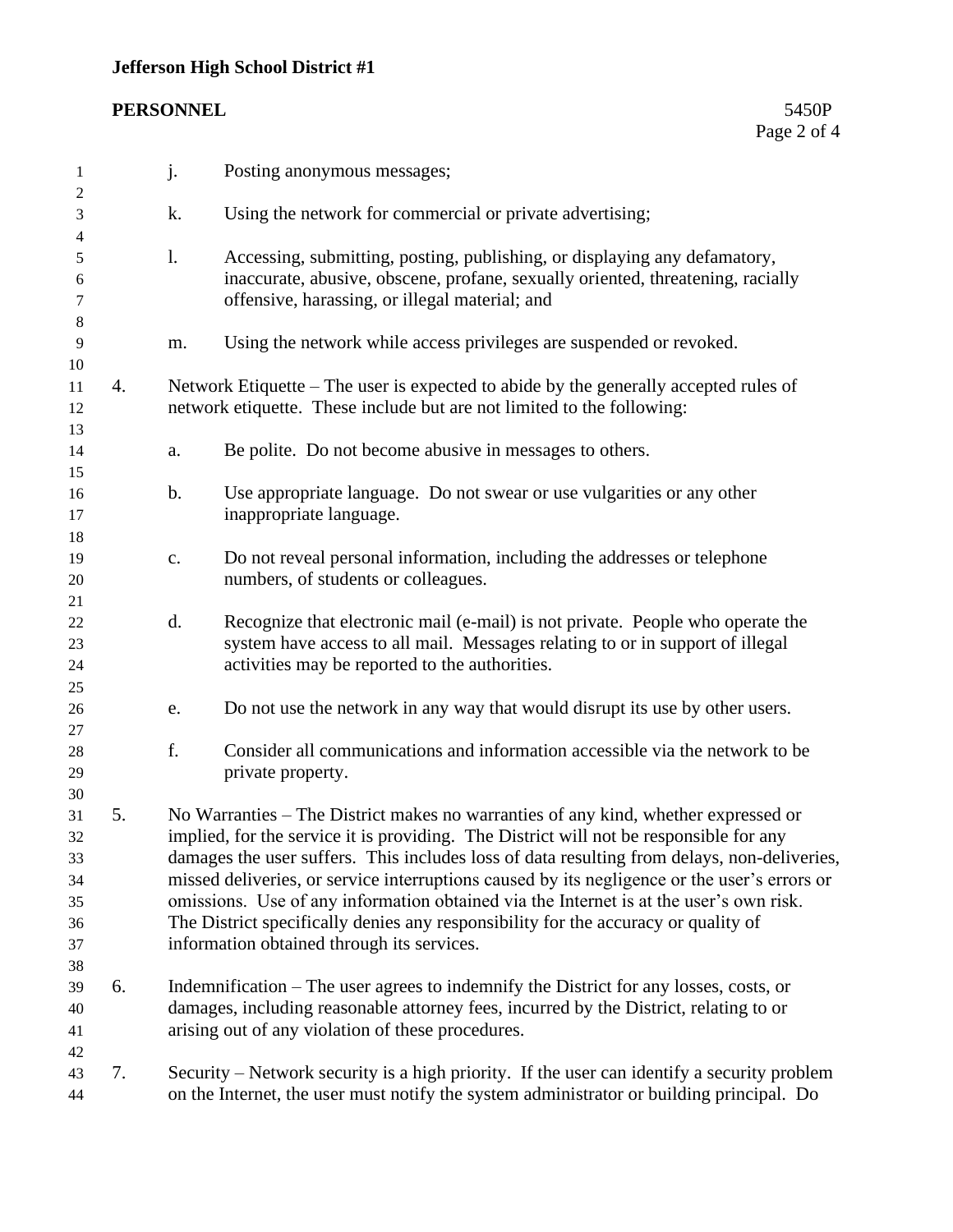j. Posting anonymous messages;

k. Using the network for commercial or private advertising;

l. Accessing, submitting, posting, publishing, or displaying any defamatory, inaccurate, abusive, obscene, profane, sexually oriented, threatening, racially offensive, harassing, or illegal material; and

m. Using the network while access privileges are suspended or revoked.

4. Network Etiquette – The user is expected to abide by the generally accepted rules of network etiquette. These include but are not limited to the following:

   a. Be polite. Do not become abusive in messages to others.

   b. Use appropriate language. Do not swear or use vulgarities or any other inappropriate language.

   c. Do not reveal personal information, including the addresses or telephone numbers, of students or colleagues.

   d. Recognize that electronic mail (e-mail) is not private. People who operate the system have access to all mail. Messages relating to or in support of illegal activities may be reported to the authorities.

   e. Do not use the network in any way that would disrupt its use by other users.

   f. Consider all communications and information accessible via the network to be private property.

5. No Warranties – The District makes no warranties of any kind, whether expressed or implied, for the service it is providing. The District will not be responsible for any damages the user suffers. This includes loss of data resulting from delays, non-deliveries, missed deliveries, or service interruptions caused by its negligence or the user's errors or omissions. Use of any information obtained via the Internet is at the user's own risk. The District specifically denies any responsibility for the accuracy or quality of information obtained through its services.

6. Indemnification – The user agrees to indemnify the District for any losses, costs, or damages, including reasonable attorney fees, incurred by the District, relating to or arising out of any violation of these procedures.

7. Security – Network security is a high priority. If the user can identify a security problem on the Internet, the user must notify the system administrator or building principal. Do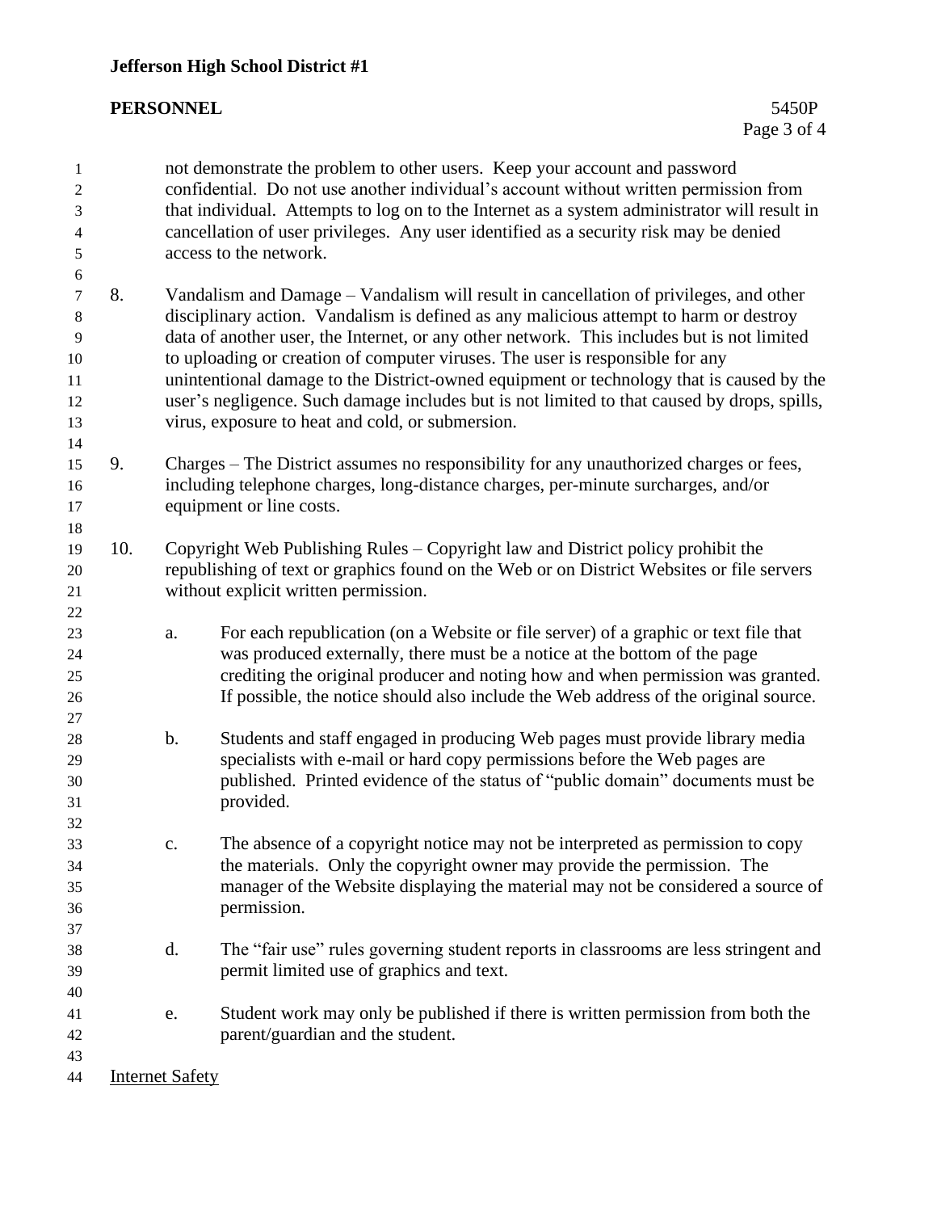not demonstrate the problem to other users. Keep your account and password confidential. Do not use another individual's account without written permission from that individual. Attempts to log on to the Internet as a system administrator will result in cancellation of user privileges. Any user identified as a security risk may be denied access to the network.

8. Vandalism and Damage – Vandalism will result in cancellation of privileges, and other disciplinary action. Vandalism is defined as any malicious attempt to harm or destroy data of another user, the Internet, or any other network. This includes but is not limited to uploading or creation of computer viruses. The user is responsible for any unintentional damage to the District-owned equipment or technology that is caused by the user's negligence. Such damage includes but is not limited to that caused by drops, spills, virus, exposure to heat and cold, or submersion.

9. Charges – The District assumes no responsibility for any unauthorized charges or fees, including telephone charges, long-distance charges, per-minute surcharges, and/or equipment or line costs.

10. Copyright Web Publishing Rules – Copyright law and District policy prohibit the republishing of text or graphics found on the Web or on District Websites or file servers without explicit written permission.

    a. For each republication (on a Website or file server) of a graphic or text file that was produced externally, there must be a notice at the bottom of the page crediting the original producer and noting how and when permission was granted. If possible, the notice should also include the Web address of the original source.

    b. Students and staff engaged in producing Web pages must provide library media specialists with e-mail or hard copy permissions before the Web pages are published. Printed evidence of the status of "public domain" documents must be provided.

    c. The absence of a copyright notice may not be interpreted as permission to copy the materials. Only the copyright owner may provide the permission. The manager of the Website displaying the material may not be considered a source of permission.

    d. The "fair use" rules governing student reports in classrooms are less stringent and permit limited use of graphics and text.

    e. Student work may only be published if there is written permission from both the parent/guardian and the student.

<u>Internet Safety</u>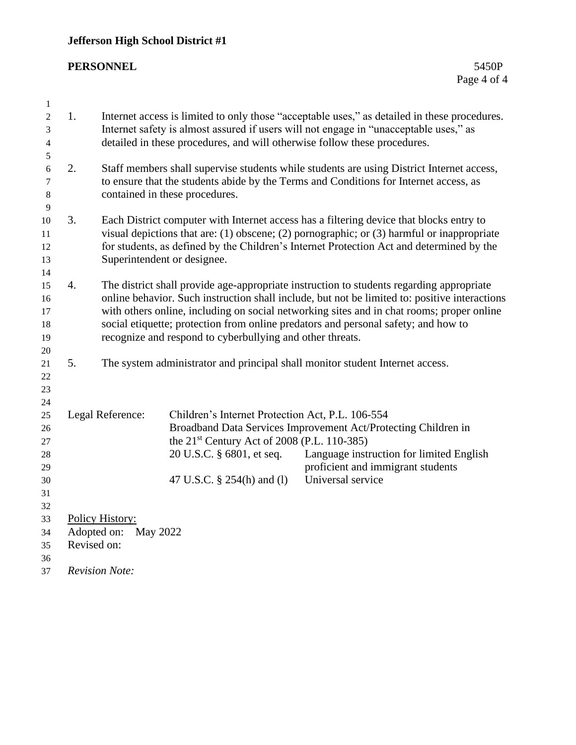1. Internet access is limited to only those "acceptable uses," as detailed in these procedures. Internet safety is almost assured if users will not engage in "unacceptable uses," as detailed in these procedures, and will otherwise follow these procedures.

2. Staff members shall supervise students while students are using District Internet access, to ensure that the students abide by the Terms and Conditions for Internet access, as contained in these procedures.

3. Each District computer with Internet access has a filtering device that blocks entry to visual depictions that are: (1) obscene; (2) pornographic; or (3) harmful or inappropriate for students, as defined by the Children's Internet Protection Act and determined by the Superintendent or designee.

4. The district shall provide age-appropriate instruction to students regarding appropriate online behavior. Such instruction shall include, but not be limited to: positive interactions with others online, including on social networking sites and in chat rooms; proper online social etiquette; protection from online predators and personal safety; and how to recognize and respond to cyberbullying and other threats.

5. The system administrator and principal shall monitor student Internet access.

| | | |
|---|---|---|
| Legal Reference: | Children's Internet Protection Act, P.L. 106-554 | |
| | Broadband Data Services Improvement Act/Protecting Children in the 21st Century Act of 2008 (P.L. 110-385) | |
| | 20 U.S.C. § 6801, et seq. | Language instruction for limited English proficient and immigrant students |
| | 47 U.S.C. § 254(h) and (l) | Universal service |

Policy History:
Adopted on: May 2022
Revised on:

*Revision Note:*